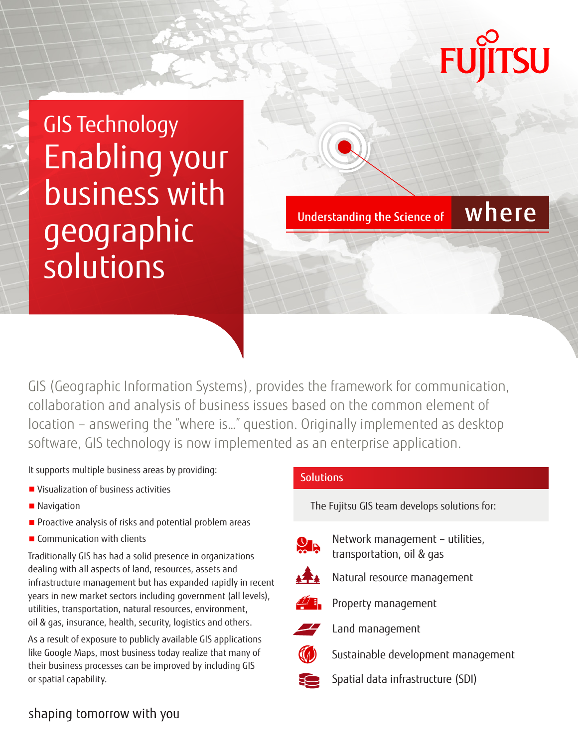FUJITSU

GIS Technology

# Enabling your business with geographic solutions

Understanding the Science of **where**

GIS (Geographic Information Systems), provides the framework for communication, collaboration and analysis of business issues based on the common element of location – answering the "where is..." question. Originally implemented as desktop software, GIS technology is now implemented as an enterprise application.

It supports multiple business areas by providing:

- Visualization of business activities
- Navigation
- Proactive analysis of risks and potential problem areas
- Communication with clients

Traditionally GIS has had a solid presence in organizations dealing with all aspects of land, resources, assets and infrastructure management but has expanded rapidly in recent years in new market sectors including government (all levels), utilities, transportation, natural resources, environment, oil & gas, insurance, health, security, logistics and others.

As a result of exposure to publicly available GIS applications like Google Maps, most business today realize that many of their business processes can be improved by including GIS or spatial capability.

## Solutions

The Fujitsu GIS team develops solutions for:

- Network management – utilities, transportation, oil & gas
- Natural resource management
- Property management
- Land management
- Sustainable development management
- Spatial data infrastructure (SDI)

shaping tomorrow with you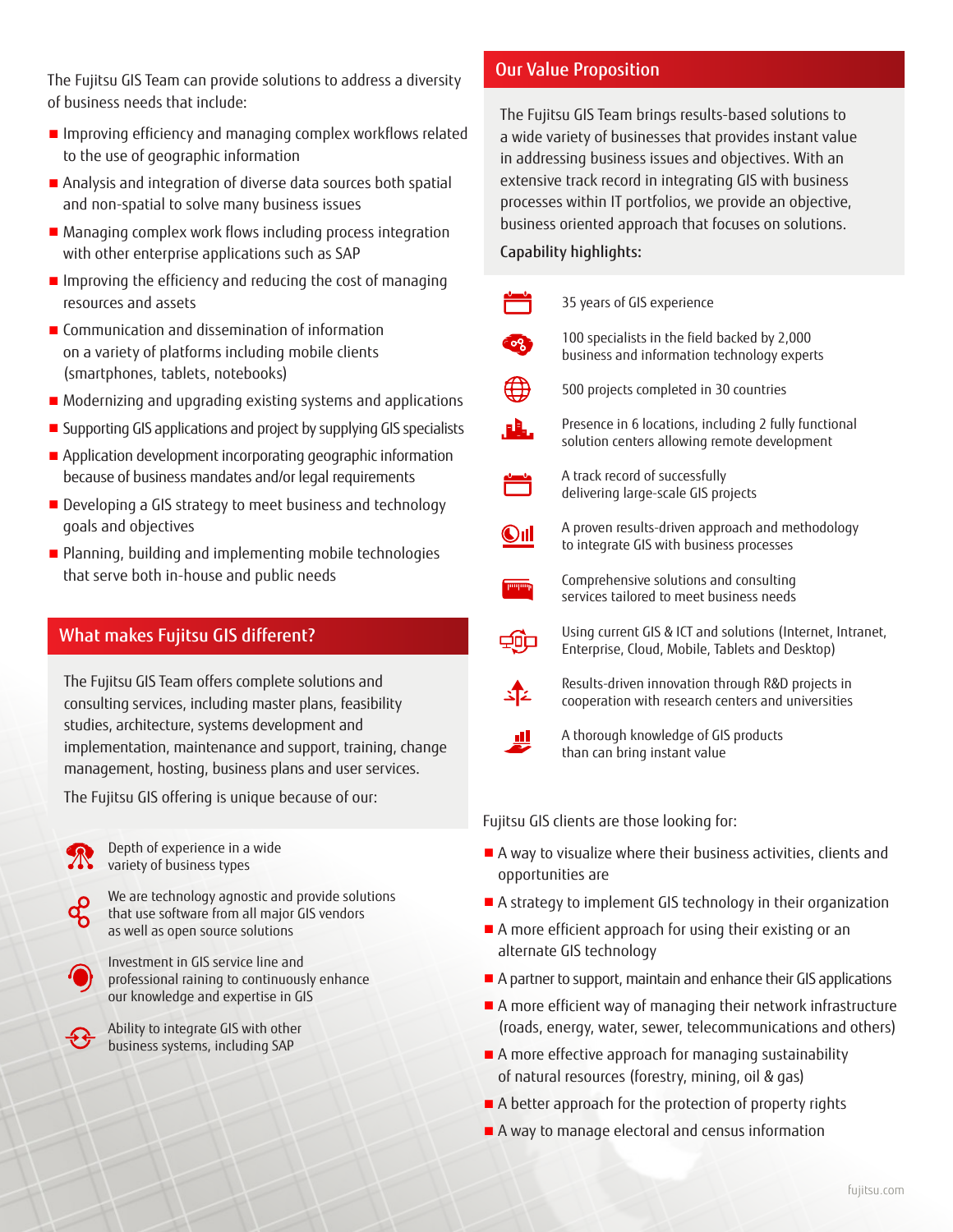The Fujitsu GIS Team can provide solutions to address a diversity of business needs that include:

- Improving efficiency and managing complex workflows related to the use of geographic information
- Analysis and integration of diverse data sources both spatial and non-spatial to solve many business issues
- Managing complex work flows including process integration with other enterprise applications such as SAP
- Improving the efficiency and reducing the cost of managing resources and assets
- Communication and dissemination of information on a variety of platforms including mobile clients (smartphones, tablets, notebooks)
- Modernizing and upgrading existing systems and applications
- Supporting GIS applications and project by supplying GIS specialists
- Application development incorporating geographic information because of business mandates and/or legal requirements
- Developing a GIS strategy to meet business and technology goals and objectives
- Planning, building and implementing mobile technologies that serve both in-house and public needs

## What makes Fujitsu GIS different?

The Fujitsu GIS Team offers complete solutions and consulting services, including master plans, feasibility studies, architecture, systems development and implementation, maintenance and support, training, change management, hosting, business plans and user services.

The Fujitsu GIS offering is unique because of our:

- Depth of experience in a wide variety of business types
- We are technology agnostic and provide solutions that use software from all major GIS vendors as well as open source solutions
- Investment in GIS service line and professional raining to continuously enhance our knowledge and expertise in GIS
- Ability to integrate GIS with other business systems, including SAP

## Our Value Proposition

The Fujitsu GIS Team brings results-based solutions to a wide variety of businesses that provides instant value in addressing business issues and objectives. With an extensive track record in integrating GIS with business processes within IT portfolios, we provide an objective, business oriented approach that focuses on solutions.

**Capability highlights:**

- 35 years of GIS experience
- 100 specialists in the field backed by 2,000 business and information technology experts
- 500 projects completed in 30 countries
- Presence in 6 locations, including 2 fully functional solution centers allowing remote development
- A track record of successfully delivering large-scale GIS projects
- A proven results-driven approach and methodology to integrate GIS with business processes
- Comprehensive solutions and consulting services tailored to meet business needs
- Using current GIS & ICT and solutions (Internet, Intranet, Enterprise, Cloud, Mobile, Tablets and Desktop)
- Results-driven innovation through R&D projects in cooperation with research centers and universities
- A thorough knowledge of GIS products than can bring instant value

Fujitsu GIS clients are those looking for:

- A way to visualize where their business activities, clients and opportunities are
- A strategy to implement GIS technology in their organization
- A more efficient approach for using their existing or an alternate GIS technology
- A partner to support, maintain and enhance their GIS applications
- A more efficient way of managing their network infrastructure (roads, energy, water, sewer, telecommunications and others)
- A more effective approach for managing sustainability of natural resources (forestry, mining, oil & gas)
- A better approach for the protection of property rights
- A way to manage electoral and census information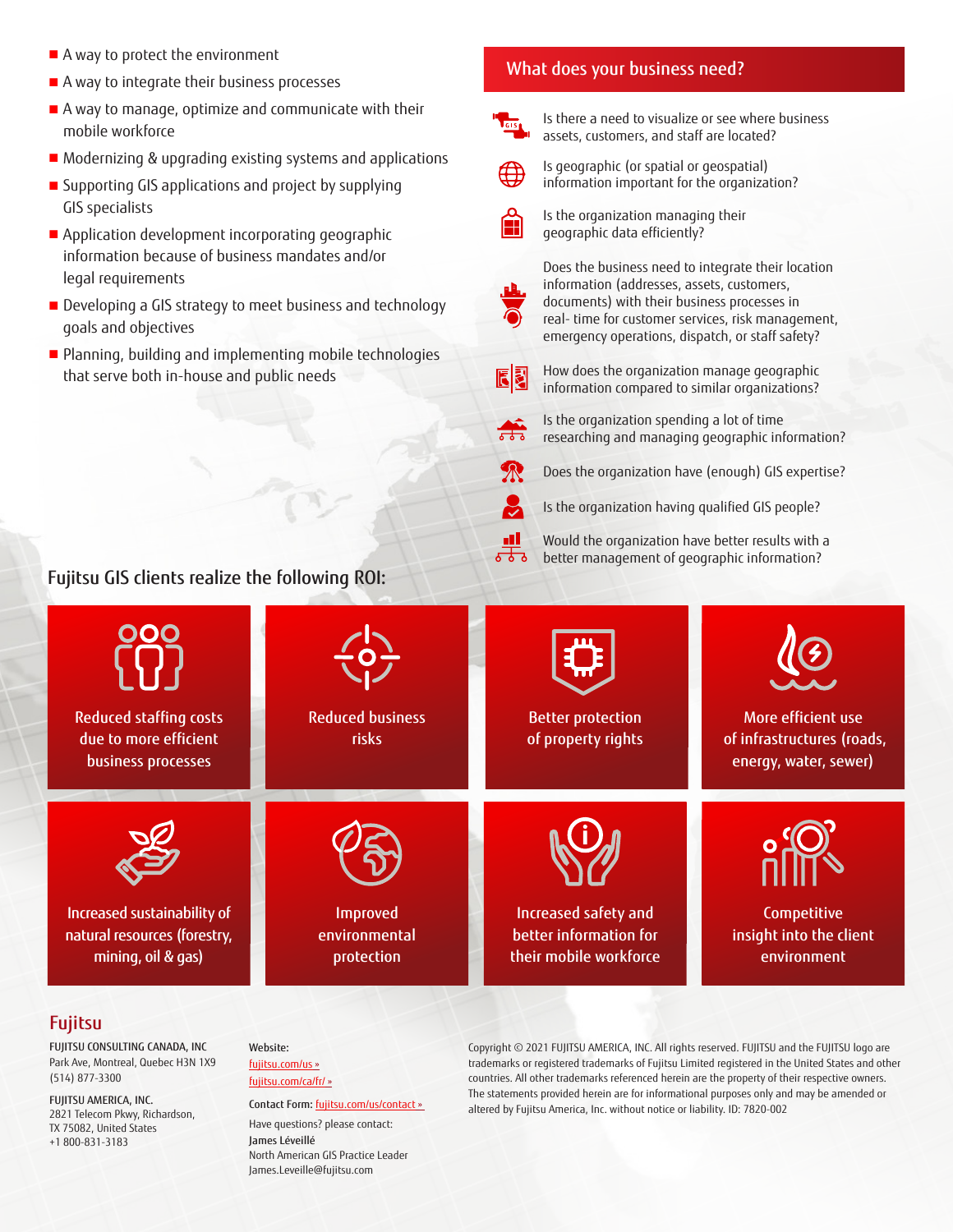- A way to protect the environment
- A way to integrate their business processes
- A way to manage, optimize and communicate with their mobile workforce
- Modernizing & upgrading existing systems and applications
- Supporting GIS applications and project by supplying GIS specialists
- Application development incorporating geographic information because of business mandates and/or legal requirements
- Developing a GIS strategy to meet business and technology goals and objectives
- Planning, building and implementing mobile technologies that serve both in-house and public needs

## What does your business need?

- Is there a need to visualize or see where business assets, customers, and staff are located?
- Is geographic (or spatial or geospatial) information important for the organization?
- Is the organization managing their geographic data efficiently?
- Does the business need to integrate their location information (addresses, assets, customers, documents) with their business processes in real- time for customer services, risk management, emergency operations, dispatch, or staff safety?
- How does the organization manage geographic information compared to similar organizations?
- Is the organization spending a lot of time researching and managing geographic information?
- Does the organization have (enough) GIS expertise?
- Is the organization having qualified GIS people?
- Would the organization have better results with a better management of geographic information?

## Fujitsu GIS clients realize the following ROI:

- Reduced staffing costs due to more efficient business processes
- Reduced business risks
- Better protection of property rights
- More efficient use of infrastructures (roads, energy, water, sewer)
- Increased sustainability of natural resources (forestry, mining, oil & gas)
- Improved environmental protection
- Increased safety and better information for their mobile workforce
- Competitive insight into the client environment

## Fujitsu

**FUJITSU CONSULTING CANADA, INC**
Park Ave, Montreal, Quebec H3N 1X9
(514) 877-3300

**FUJITSU AMERICA, INC.**
2821 Telecom Pkwy, Richardson, TX 75082, United States
+1 800-831-3183

**Website:**
fujitsu.com/us »
fujitsu.com/ca/fr/ »

**Contact Form:** fujitsu.com/us/contact »

Have questions? please contact:
**James Léveillé**
North American GIS Practice Leader
James.Leveille@fujitsu.com

Copyright © 2021 FUJITSU AMERICA, INC. All rights reserved. FUJITSU and the FUJITSU logo are trademarks or registered trademarks of Fujitsu Limited registered in the United States and other countries. All other trademarks referenced herein are the property of their respective owners. The statements provided herein are for informational purposes only and may be amended or altered by Fujitsu America, Inc. without notice or liability. ID: 7820-002